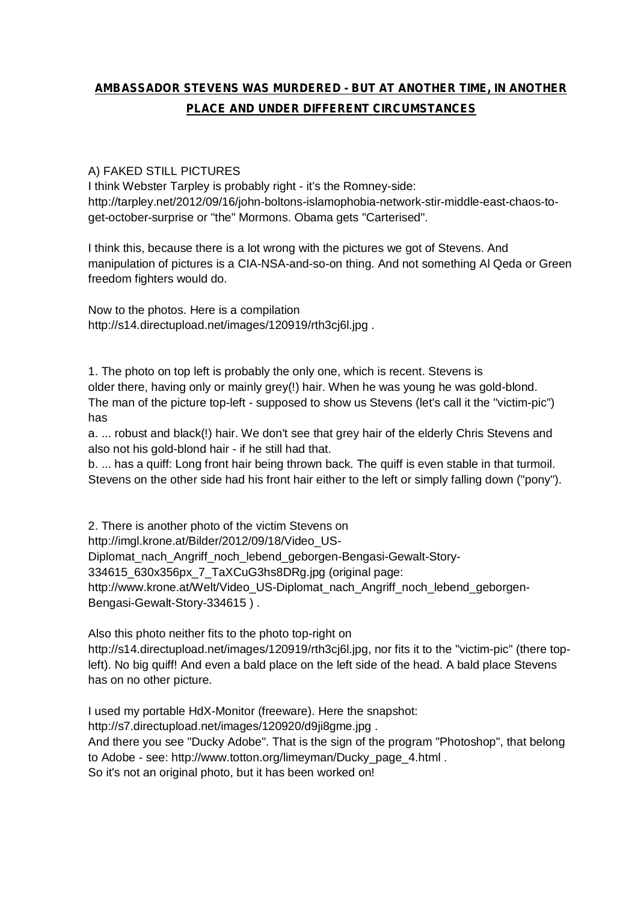# AMBASSADOR STEVENS WAS MURDERED - BUT AT ANOTHER TIME, IN ANOTHER PLACE AND UNDER DIFFERENT CIRCUMSTANCES

A) FAKED STILL PICTURES

I think Webster Tarpley is probably right - it's the Romney-side: http://tarpley.net/2012/09/16/john-boltons-islamophobia-network-stir-middle-east-chaos-to-get-october-surprise or "the" Mormons. Obama gets "Carterised".

I think this, because there is a lot wrong with the pictures we got of Stevens. And manipulation of pictures is a CIA-NSA-and-so-on thing. And not something Al Qeda or Green freedom fighters would do.

Now to the photos. Here is a compilation http://s14.directupload.net/images/120919/rth3cj6l.jpg .

1. The photo on top left is probably the only one, which is recent. Stevens is older there, having only or mainly grey(!) hair. When he was young he was gold-blond. The man of the picture top-left - supposed to show us Stevens (let's call it the "victim-pic") has

a. ... robust and black(!) hair. We don't see that grey hair of the elderly Chris Stevens and also not his gold-blond hair - if he still had that.

b. ... has a quiff: Long front hair being thrown back. The quiff is even stable in that turmoil. Stevens on the other side had his front hair either to the left or simply falling down ("pony").

2. There is another photo of the victim Stevens on http://imgl.krone.at/Bilder/2012/09/18/Video_US-Diplomat_nach_Angriff_noch_lebend_geborgen-Bengasi-Gewalt-Story-334615_630x356px_7_TaXCuG3hs8DRg.jpg (original page: http://www.krone.at/Welt/Video_US-Diplomat_nach_Angriff_noch_lebend_geborgen-Bengasi-Gewalt-Story-334615 ) .

Also this photo neither fits to the photo top-right on http://s14.directupload.net/images/120919/rth3cj6l.jpg, nor fits it to the "victim-pic" (there top-left). No big quiff! And even a bald place on the left side of the head. A bald place Stevens has on no other picture.

I used my portable HdX-Monitor (freeware). Here the snapshot: http://s7.directupload.net/images/120920/d9ji8gme.jpg .
And there you see "Ducky Adobe". That is the sign of the program "Photoshop", that belong to Adobe - see: http://www.totton.org/limeyman/Ducky_page_4.html .
So it's not an original photo, but it has been worked on!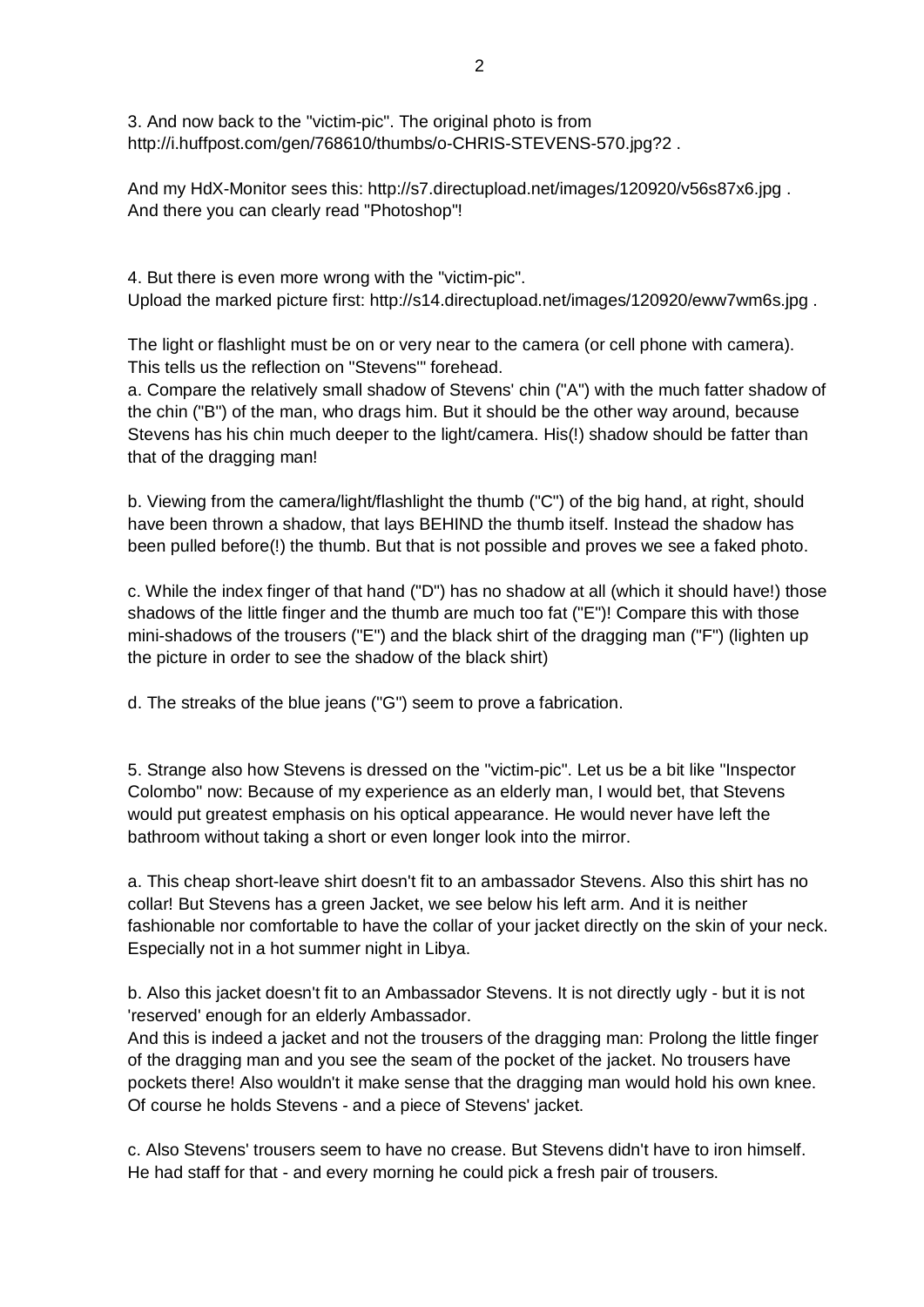3. And now back to the "victim-pic". The original photo is from http://i.huffpost.com/gen/768610/thumbs/o-CHRIS-STEVENS-570.jpg?2 .

And my HdX-Monitor sees this: http://s7.directupload.net/images/120920/v56s87x6.jpg . And there you can clearly read "Photoshop"!

4. But there is even more wrong with the "victim-pic".
Upload the marked picture first: http://s14.directupload.net/images/120920/eww7wm6s.jpg .

The light or flashlight must be on or very near to the camera (or cell phone with camera). This tells us the reflection on "Stevens'" forehead.

a. Compare the relatively small shadow of Stevens' chin ("A") with the much fatter shadow of the chin ("B") of the man, who drags him. But it should be the other way around, because Stevens has his chin much deeper to the light/camera. His(!) shadow should be fatter than that of the dragging man!

b. Viewing from the camera/light/flashlight the thumb ("C") of the big hand, at right, should have been thrown a shadow, that lays BEHIND the thumb itself. Instead the shadow has been pulled before(!) the thumb. But that is not possible and proves we see a faked photo.

c. While the index finger of that hand ("D") has no shadow at all (which it should have!) those shadows of the little finger and the thumb are much too fat ("E")! Compare this with those mini-shadows of the trousers ("E") and the black shirt of the dragging man ("F") (lighten up the picture in order to see the shadow of the black shirt)

d. The streaks of the blue jeans ("G") seem to prove a fabrication.

5. Strange also how Stevens is dressed on the "victim-pic". Let us be a bit like "Inspector Colombo" now: Because of my experience as an elderly man, I would bet, that Stevens would put greatest emphasis on his optical appearance. He would never have left the bathroom without taking a short or even longer look into the mirror.

a. This cheap short-leave shirt doesn't fit to an ambassador Stevens. Also this shirt has no collar! But Stevens has a green Jacket, we see below his left arm. And it is neither fashionable nor comfortable to have the collar of your jacket directly on the skin of your neck. Especially not in a hot summer night in Libya.

b. Also this jacket doesn't fit to an Ambassador Stevens. It is not directly ugly - but it is not 'reserved' enough for an elderly Ambassador.
And this is indeed a jacket and not the trousers of the dragging man: Prolong the little finger of the dragging man and you see the seam of the pocket of the jacket. No trousers have pockets there! Also wouldn't it make sense that the dragging man would hold his own knee. Of course he holds Stevens - and a piece of Stevens' jacket.

c. Also Stevens' trousers seem to have no crease. But Stevens didn't have to iron himself. He had staff for that - and every morning he could pick a fresh pair of trousers.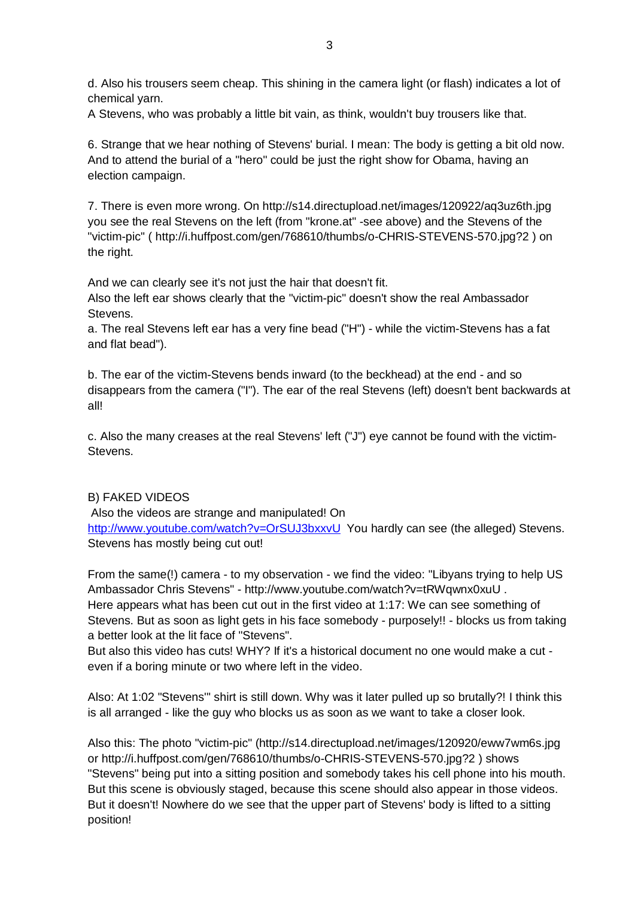d. Also his trousers seem cheap. This shining in the camera light (or flash) indicates a lot of chemical yarn.
A Stevens, who was probably a little bit vain, as think, wouldn't buy trousers like that.

6. Strange that we hear nothing of Stevens' burial. I mean: The body is getting a bit old now. And to attend the burial of a "hero" could be just the right show for Obama, having an election campaign.

7. There is even more wrong. On http://s14.directupload.net/images/120922/aq3uz6th.jpg you see the real Stevens on the left (from "krone.at" -see above) and the Stevens of the "victim-pic" ( http://i.huffpost.com/gen/768610/thumbs/o-CHRIS-STEVENS-570.jpg?2 ) on the right.

And we can clearly see it's not just the hair that doesn't fit.
Also the left ear shows clearly that the "victim-pic" doesn't show the real Ambassador Stevens.
a. The real Stevens left ear has a very fine bead ("H") - while the victim-Stevens has a fat and flat bead").

b. The ear of the victim-Stevens bends inward (to the beckhead) at the end - and so disappears from the camera ("I"). The ear of the real Stevens (left) doesn't bent backwards at all!

c. Also the many creases at the real Stevens' left ("J") eye cannot be found with the victim-Stevens.

B) FAKED VIDEOS
Also the videos are strange and manipulated! On http://www.youtube.com/watch?v=OrSUJ3bxxvU You hardly can see (the alleged) Stevens. Stevens has mostly being cut out!

From the same(!) camera - to my observation - we find the video: "Libyans trying to help US Ambassador Chris Stevens" - http://www.youtube.com/watch?v=tRWqwnx0xuU .
Here appears what has been cut out in the first video at 1:17: We can see something of Stevens. But as soon as light gets in his face somebody - purposely!! - blocks us from taking a better look at the lit face of "Stevens".
But also this video has cuts! WHY? If it's a historical document no one would make a cut - even if a boring minute or two where left in the video.

Also: At 1:02 "Stevens'" shirt is still down. Why was it later pulled up so brutally?! I think this is all arranged - like the guy who blocks us as soon as we want to take a closer look.

Also this: The photo "victim-pic" (http://s14.directupload.net/images/120920/eww7wm6s.jpg or http://i.huffpost.com/gen/768610/thumbs/o-CHRIS-STEVENS-570.jpg?2 ) shows "Stevens" being put into a sitting position and somebody takes his cell phone into his mouth. But this scene is obviously staged, because this scene should also appear in those videos. But it doesn't! Nowhere do we see that the upper part of Stevens' body is lifted to a sitting position!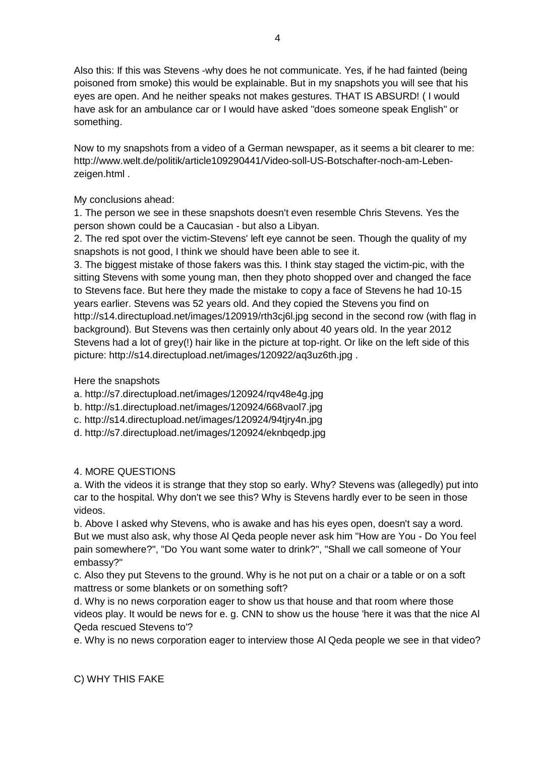Also this: If this was Stevens -why does he not communicate. Yes, if he had fainted (being poisoned from smoke) this would be explainable. But in my snapshots you will see that his eyes are open. And he neither speaks not makes gestures. THAT IS ABSURD! ( I would have ask for an ambulance car or I would have asked "does someone speak English" or something.

Now to my snapshots from a video of a German newspaper, as it seems a bit clearer to me: http://www.welt.de/politik/article109290441/Video-soll-US-Botschafter-noch-am-Leben-zeigen.html .

My conclusions ahead:

1. The person we see in these snapshots doesn't even resemble Chris Stevens. Yes the person shown could be a Caucasian - but also a Libyan.
2. The red spot over the victim-Stevens' left eye cannot be seen. Though the quality of my snapshots is not good, I think we should have been able to see it.
3. The biggest mistake of those fakers was this. I think stay staged the victim-pic, with the sitting Stevens with some young man, then they photo shopped over and changed the face to Stevens face. But here they made the mistake to copy a face of Stevens he had 10-15 years earlier. Stevens was 52 years old. And they copied the Stevens you find on http://s14.directupload.net/images/120919/rth3cj6l.jpg second in the second row (with flag in background). But Stevens was then certainly only about 40 years old. In the year 2012 Stevens had a lot of grey(!) hair like in the picture at top-right. Or like on the left side of this picture: http://s14.directupload.net/images/120922/aq3uz6th.jpg .

Here the snapshots

a. http://s7.directupload.net/images/120924/rqv48e4g.jpg
b. http://s1.directupload.net/images/120924/668vaol7.jpg
c. http://s14.directupload.net/images/120924/94tjry4n.jpg
d. http://s7.directupload.net/images/120924/eknbqedp.jpg

4. MORE QUESTIONS

a. With the videos it is strange that they stop so early. Why? Stevens was (allegedly) put into car to the hospital. Why don't we see this? Why is Stevens hardly ever to be seen in those videos.
b. Above I asked why Stevens, who is awake and has his eyes open, doesn't say a word. But we must also ask, why those Al Qeda people never ask him "How are You - Do You feel pain somewhere?", "Do You want some water to drink?", "Shall we call someone of Your embassy?"
c. Also they put Stevens to the ground. Why is he not put on a chair or a table or on a soft mattress or some blankets or on something soft?
d. Why is no news corporation eager to show us that house and that room where those videos play. It would be news for e. g. CNN to show us the house 'here it was that the nice Al Qeda rescued Stevens to'?
e. Why is no news corporation eager to interview those Al Qeda people we see in that video?

C) WHY THIS FAKE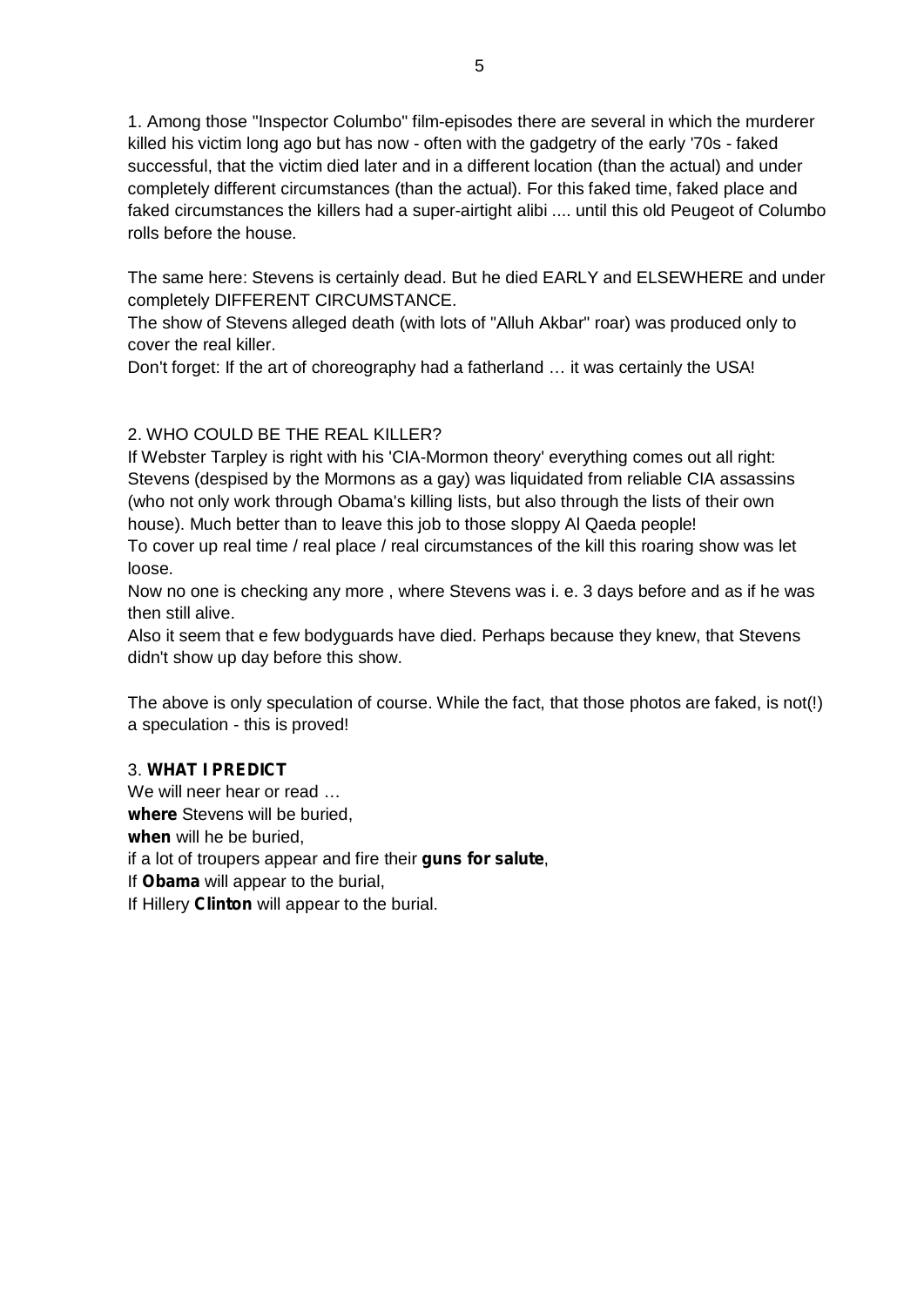1. Among those "Inspector Columbo" film-episodes there are several in which the murderer killed his victim long ago but has now - often with the gadgetry of the early '70s - faked successful, that the victim died later and in a different location (than the actual) and under completely different circumstances (than the actual). For this faked time, faked place and faked circumstances the killers had a super-airtight alibi .... until this old Peugeot of Columbo rolls before the house.

The same here: Stevens is certainly dead. But he died EARLY and ELSEWHERE and under completely DIFFERENT CIRCUMSTANCE.
The show of Stevens alleged death (with lots of "Alluh Akbar" roar) was produced only to cover the real killer.
Don't forget: If the art of choreography had a fatherland … it was certainly the USA!

2. WHO COULD BE THE REAL KILLER?
If Webster Tarpley is right with his 'CIA-Mormon theory' everything comes out all right: Stevens (despised by the Mormons as a gay) was liquidated from reliable CIA assassins (who not only work through Obama's killing lists, but also through the lists of their own house). Much better than to leave this job to those sloppy Al Qaeda people!
To cover up real time / real place / real circumstances of the kill this roaring show was let loose.
Now no one is checking any more , where Stevens was i. e. 3 days before and as if he was then still alive.
Also it seem that e few bodyguards have died. Perhaps because they knew, that Stevens didn't show up day before this show.

The above is only speculation of course. While the fact, that those photos are faked, is not(!) a speculation - this is proved!

3. **WHAT I PREDICT**
We will neer hear or read …
**where** Stevens will be buried,
**when** will he be buried,
if a lot of troupers appear and fire their **guns for salute**,
If **Obama** will appear to the burial,
If Hillery **Clinton** will appear to the burial.